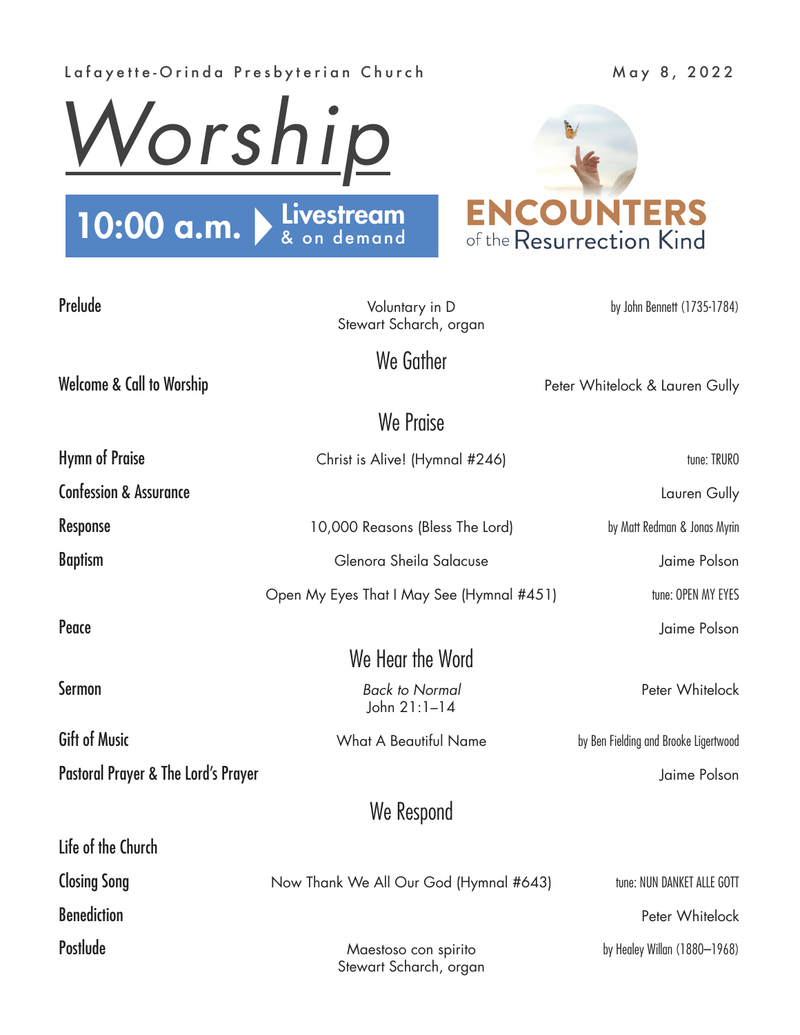Lafayette-Orinda Presbyterian Church

May 8, 2022

# Worship

**10:00 a.m.** Livestream & on demand

ENCOUNTERS of the Resurrection Kind

**Prelude** — Voluntary in D, Stewart Scharch, organ — by John Bennett (1735-1784)

## We Gather

**Welcome & Call to Worship** — Peter Whitelock & Lauren Gully

## We Praise

**Hymn of Praise** — Christ is Alive! (Hymnal #246) — tune: TRURO

**Confession & Assurance** — Lauren Gully

**Response** — 10,000 Reasons (Bless The Lord) — by Matt Redman & Jonas Myrin

**Baptism** — Glenora Sheila Salacuse — Jaime Polson

Open My Eyes That I May See (Hymnal #451) — tune: OPEN MY EYES

**Peace** — Jaime Polson

## We Hear the Word

**Sermon** — *Back to Normal*, John 21:1–14 — Peter Whitelock

**Gift of Music** — What A Beautiful Name — by Ben Fielding and Brooke Ligertwood

**Pastoral Prayer & The Lord's Prayer** — Jaime Polson

## We Respond

**Life of the Church**

**Closing Song** — Now Thank We All Our God (Hymnal #643) — tune: NUN DANKET ALLE GOTT

**Benediction** — Peter Whitelock

**Postlude** — Maestoso con spirito, Stewart Scharch, organ — by Healey Willan (1880–1968)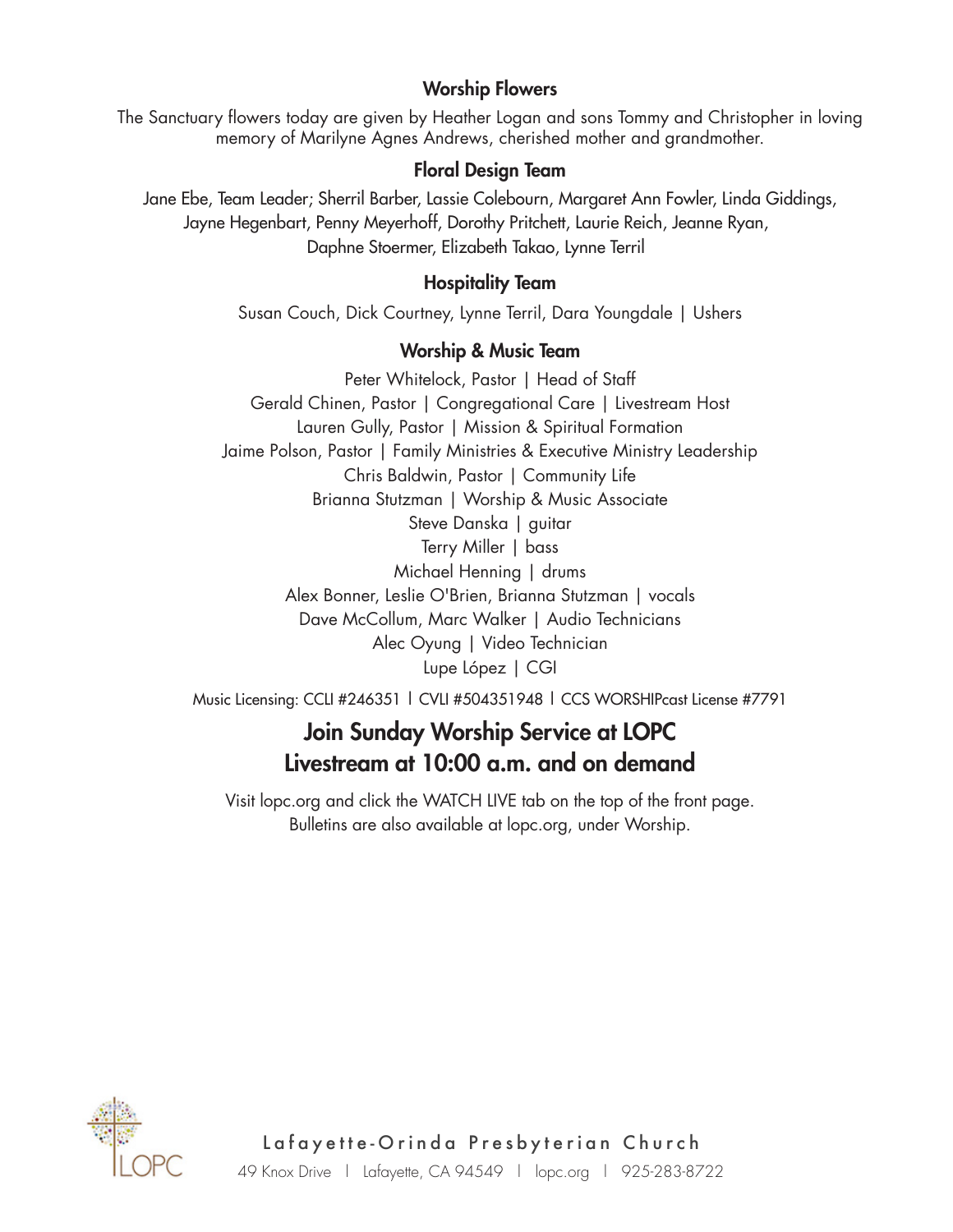### Worship Flowers

The Sanctuary flowers today are given by Heather Logan and sons Tommy and Christopher in loving memory of Marilyne Agnes Andrews, cherished mother and grandmother.

### Floral Design Team

Jane Ebe, Team Leader; Sherril Barber, Lassie Colebourn, Margaret Ann Fowler, Linda Giddings, Jayne Hegenbart, Penny Meyerhoff, Dorothy Pritchett, Laurie Reich, Jeanne Ryan, Daphne Stoermer, Elizabeth Takao, Lynne Terril

### Hospitality Team

Susan Couch, Dick Courtney, Lynne Terril, Dara Youngdale | Ushers

### Worship & Music Team

Peter Whitelock, Pastor | Head of Staff
Gerald Chinen, Pastor | Congregational Care | Livestream Host
Lauren Gully, Pastor | Mission & Spiritual Formation
Jaime Polson, Pastor | Family Ministries & Executive Ministry Leadership
Chris Baldwin, Pastor | Community Life
Brianna Stutzman | Worship & Music Associate
Steve Danska | guitar
Terry Miller | bass
Michael Henning | drums
Alex Bonner, Leslie O'Brien, Brianna Stutzman | vocals
Dave McCollum, Marc Walker | Audio Technicians
Alec Oyung | Video Technician
Lupe López | CGI

Music Licensing: CCLI #246351 | CVLI #504351948 | CCS WORSHIPcast License #7791

## Join Sunday Worship Service at LOPC
## Livestream at 10:00 a.m. and on demand

Visit lopc.org and click the WATCH LIVE tab on the top of the front page.
Bulletins are also available at lopc.org, under Worship.

LOPC

Lafayette-Orinda Presbyterian Church
49 Knox Drive | Lafayette, CA 94549 | lopc.org | 925-283-8722